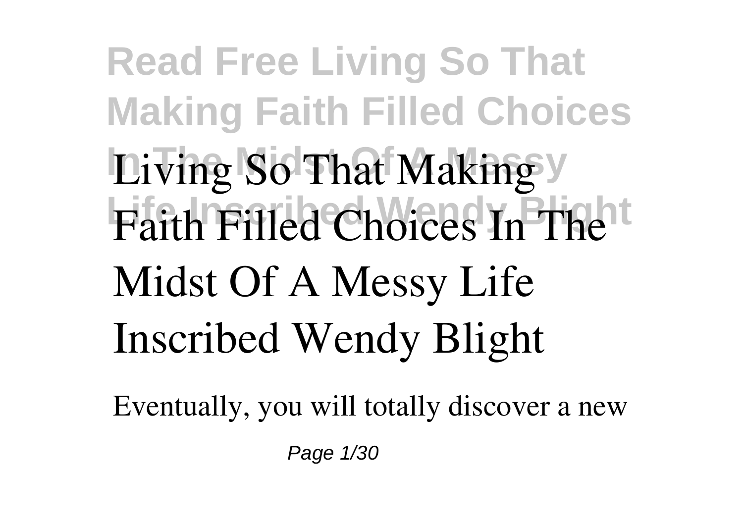# Living So That Making Faith Filled Choices In The Midst Of A Messy Life Inscribed Wendy Blight

Eventually, you will totally discover a new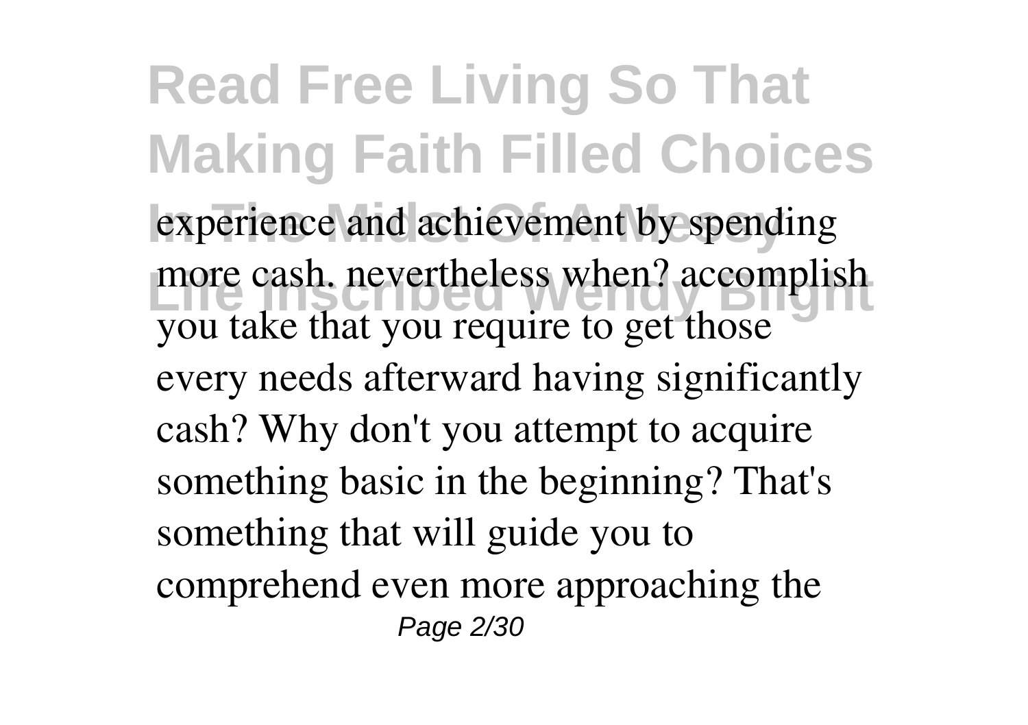experience and achievement by spending more cash. nevertheless when? accomplish you take that you require to get those every needs afterward having significantly cash? Why don't you attempt to acquire something basic in the beginning? That's something that will guide you to comprehend even more approaching the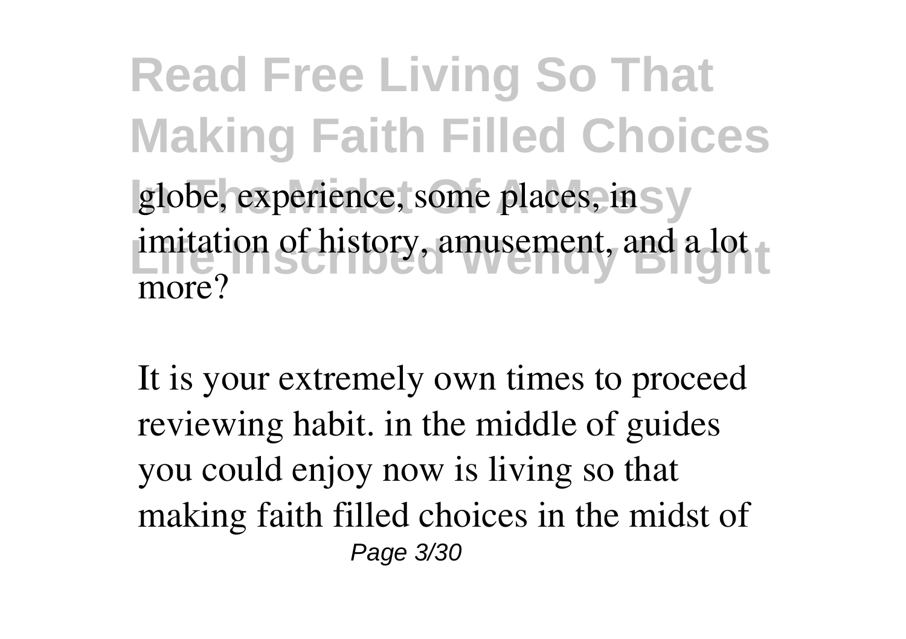globe, experience, some places, in imitation of history, amusement, and a lot more?

It is your extremely own times to proceed reviewing habit. in the middle of guides you could enjoy now is living so that making faith filled choices in the midst of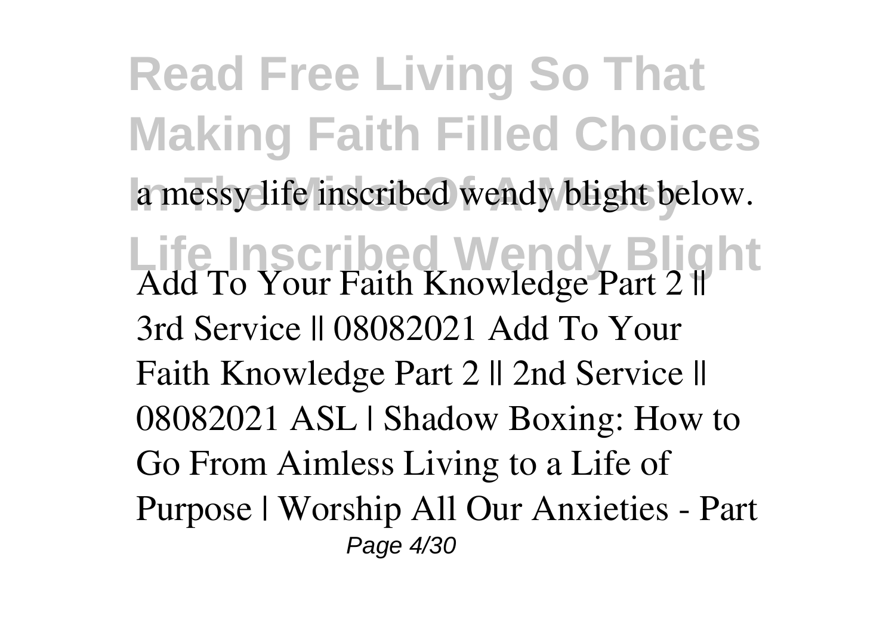a messy life inscribed wendy blight below.

Add To Your Faith Knowledge Part 2 || 3rd Service || 08082021 Add To Your Faith Knowledge Part 2 || 2nd Service || 08082021 ASL | Shadow Boxing: How to Go From Aimless Living to a Life of Purpose | Worship All Our Anxieties - Part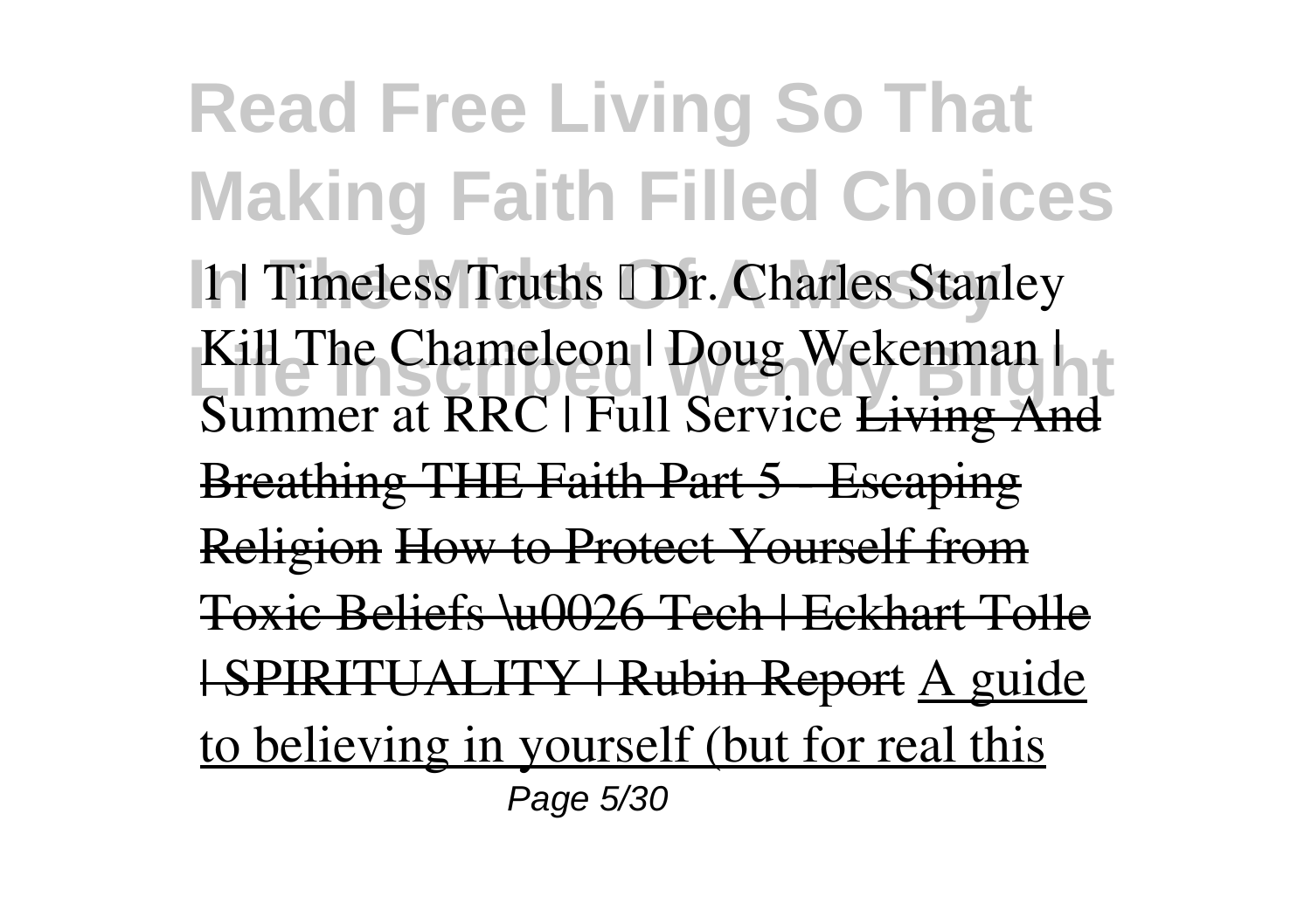1 | Timeless Truths – Dr. Charles Stanley Kill The Chameleon | Doug Wekenman | Summer at RRC | Full Service ~~Living And Breathing THE Faith Part 5 - Escaping Religion~~ ~~How to Protect Yourself from Toxic Beliefs \u0026 Tech | Eckhart Tolle | SPIRITUALITY | Rubin Report~~ A guide to believing in yourself (but for real this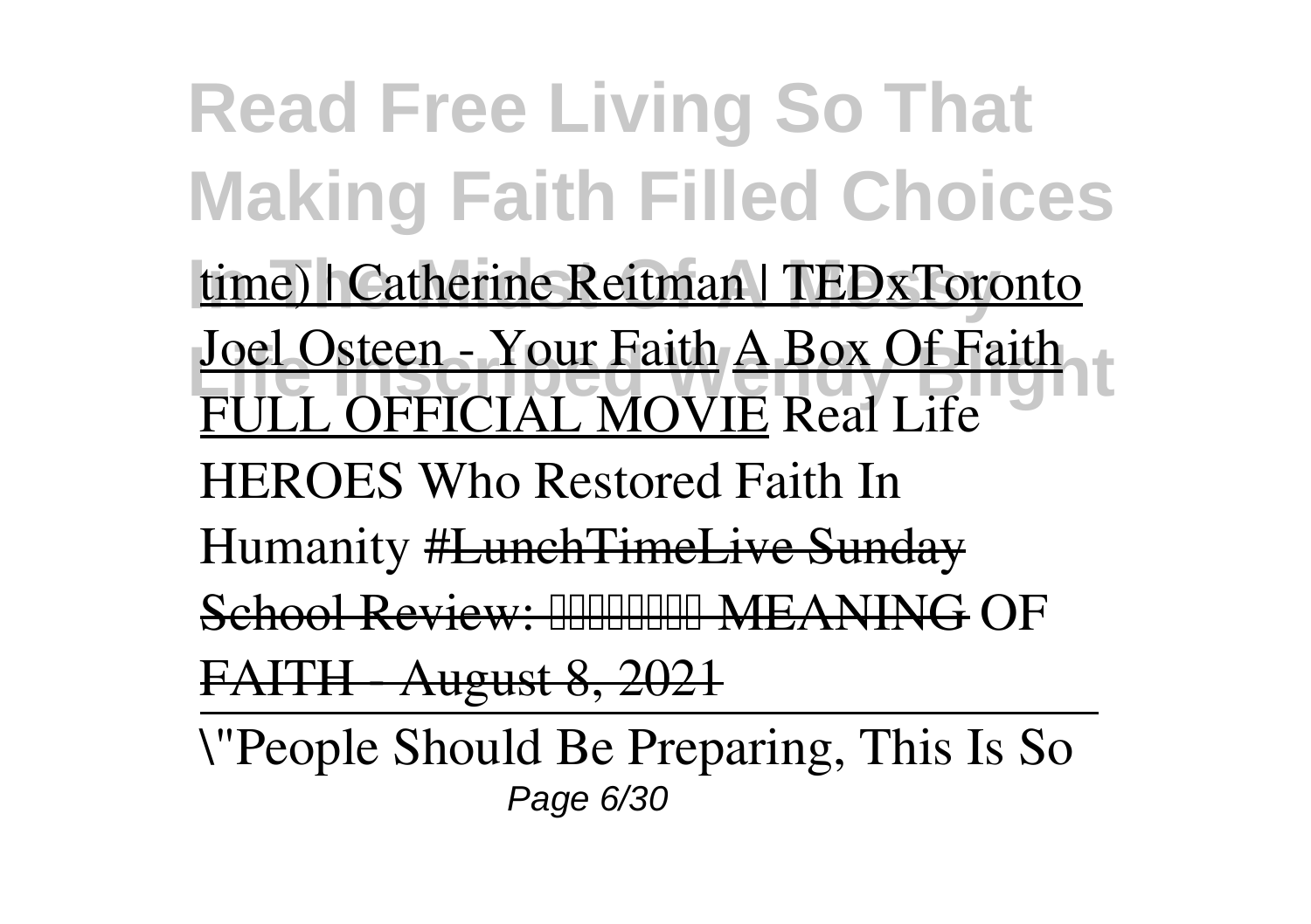time) | Catherine Reitman | TEDxToronto

Joel Osteen - Your Faith A Box Of Faith FULL OFFICIAL MOVIE Real Life HEROES Who Restored Faith In Humanity ~~#LunchTimeLive Sunday School Review: □□□□□□□ MEANING~~ OF ~~FAITH - August 8, 2021~~

\"People Should Be Preparing, This Is So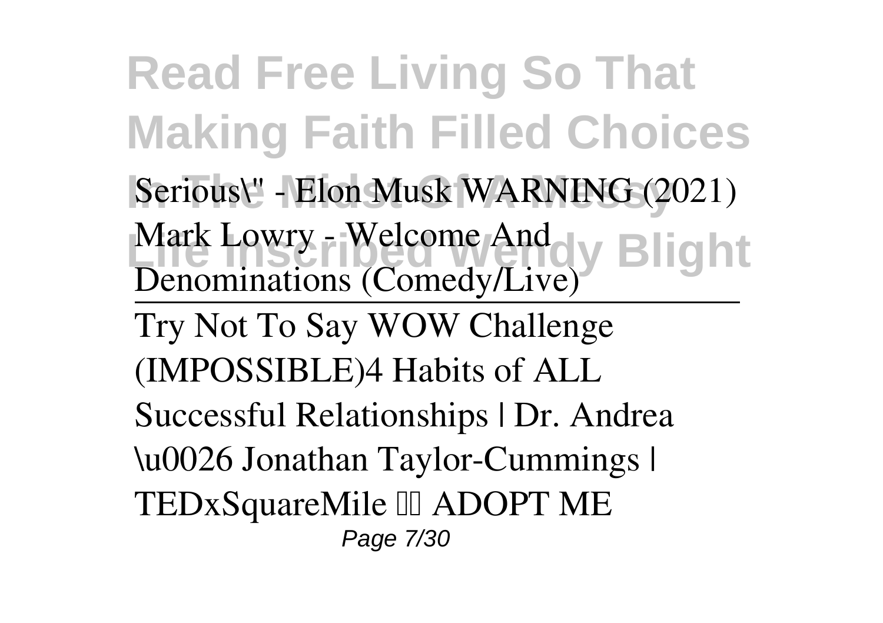Serious\" - Elon Musk WARNING (2021) Mark Lowry - Welcome And Denominations (Comedy/Live)

---

Try Not To Say WOW Challenge (IMPOSSIBLE)4 Habits of ALL Successful Relationships | Dr. Andrea \u0026 Jonathan Taylor-Cummings | TEDxSquareMile ADOPT ME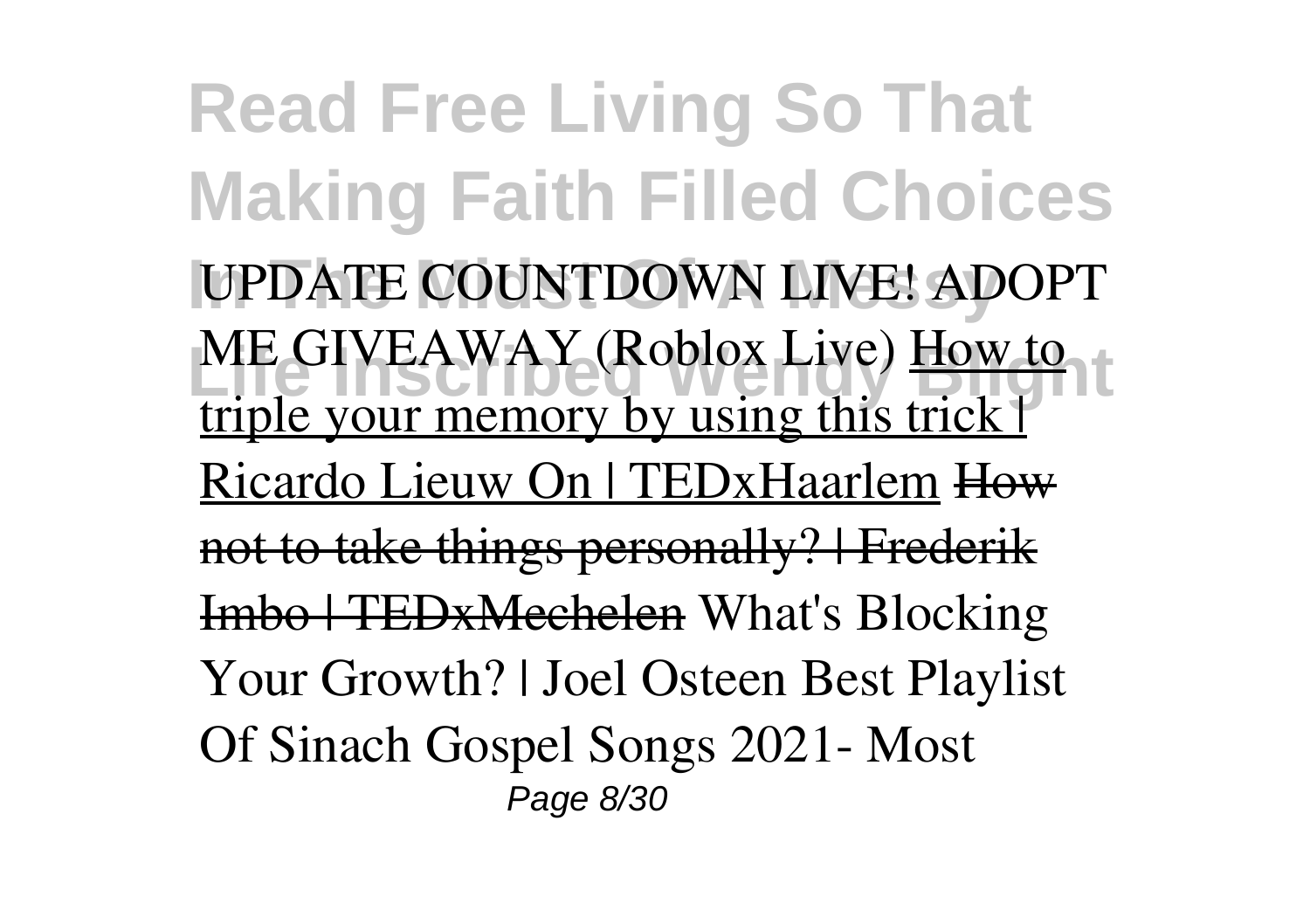UPDATE COUNTDOWN LIVE! ADOPT ME GIVEAWAY (Roblox Live) How to triple your memory by using this trick | Ricardo Lieuw On | TEDxHaarlem ~~How not to take things personally? | Frederik Imbo | TEDxMechelen~~ What's Blocking Your Growth? | Joel Osteen Best Playlist Of Sinach Gospel Songs 2021- Most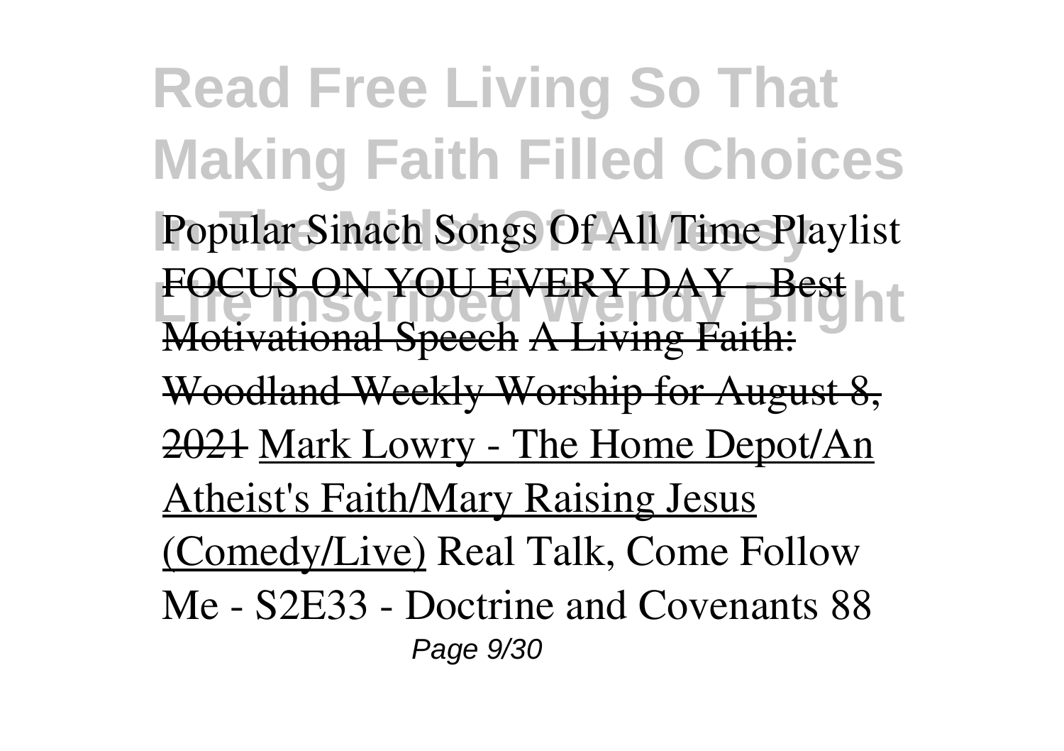Popular Sinach Songs Of All Time Playlist ~~FOCUS ON YOU EVERY DAY - Best Motivational Speech~~ ~~A Living Faith: Woodland Weekly Worship for August 8, 2021~~ Mark Lowry - The Home Depot/An Atheist's Faith/Mary Raising Jesus (Comedy/Live) Real Talk, Come Follow Me - S2E33 - Doctrine and Covenants 88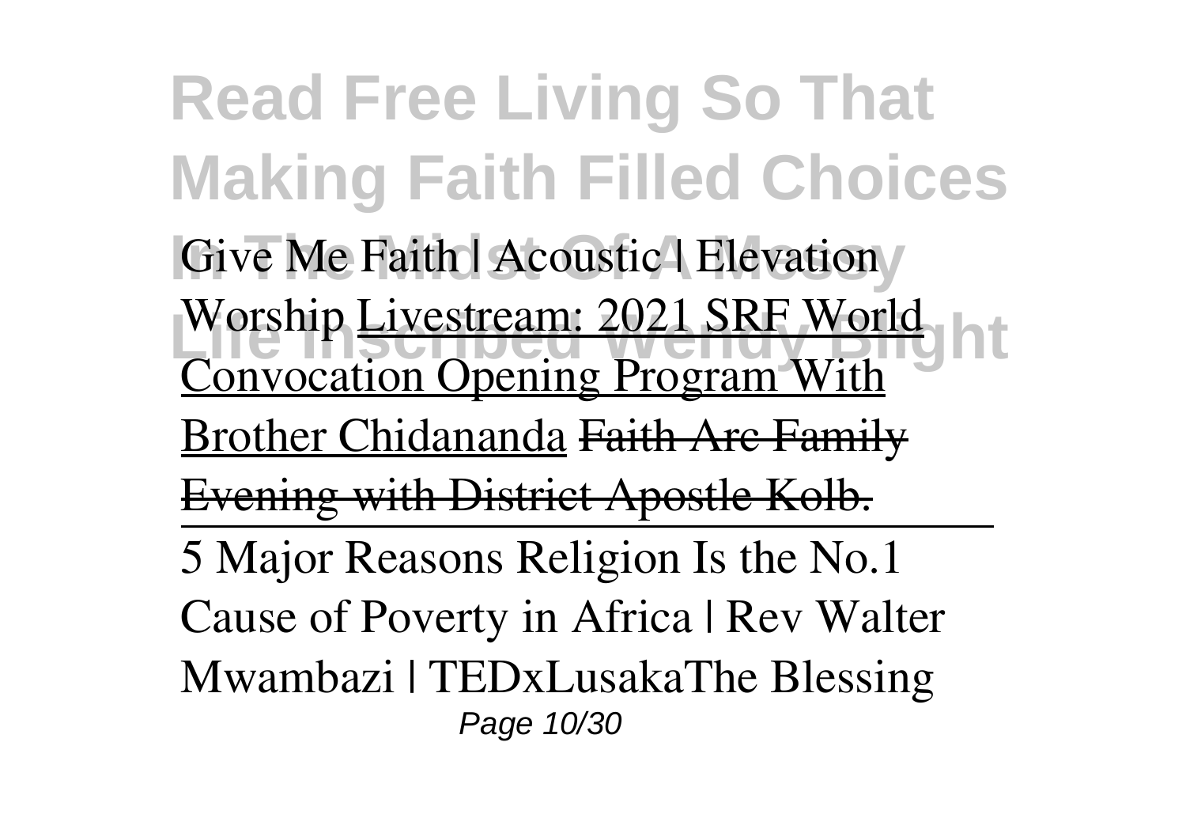Give Me Faith | Acoustic | Elevation Worship Livestream: 2021 SRF World Convocation Opening Program With Brother Chidananda ~~Faith Arc Family Evening with District Apostle Kolb.~~

5 Major Reasons Religion Is the No.1 Cause of Poverty in Africa | Rev Walter Mwambazi | TEDxLusakaThe Blessing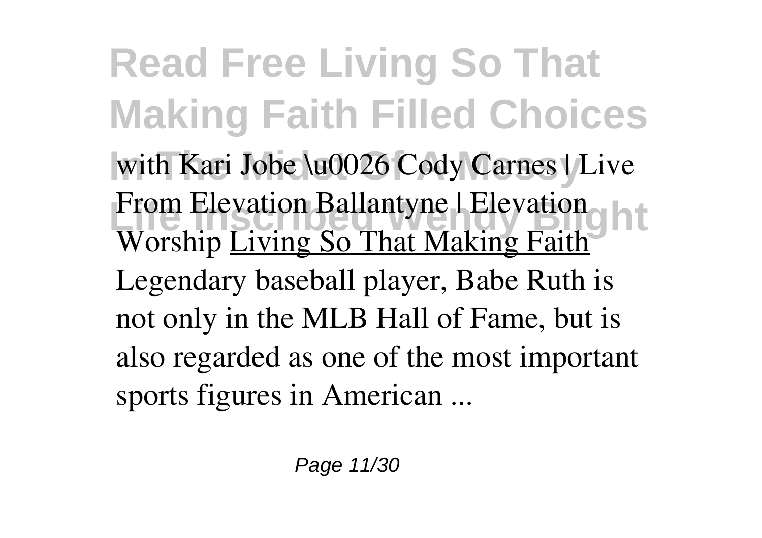with Kari Jobe \u0026 Cody Carnes | Live From Elevation Ballantyne | Elevation Worship Living So That Making Faith

Legendary baseball player, Babe Ruth is not only in the MLB Hall of Fame, but is also regarded as one of the most important sports figures in American ...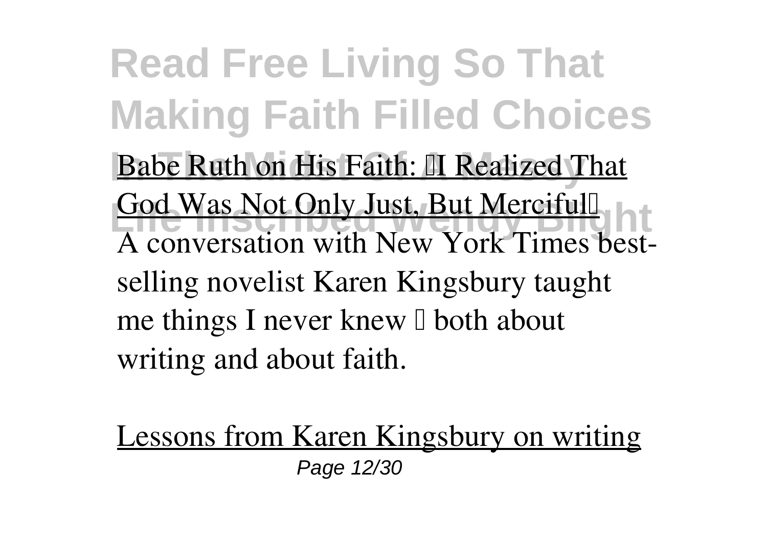Babe Ruth on His Faith: "I Realized That God Was Not Only Just, But Merciful"

A conversation with New York Times best-selling novelist Karen Kingsbury taught me things I never knew — both about writing and about faith.

Lessons from Karen Kingsbury on writing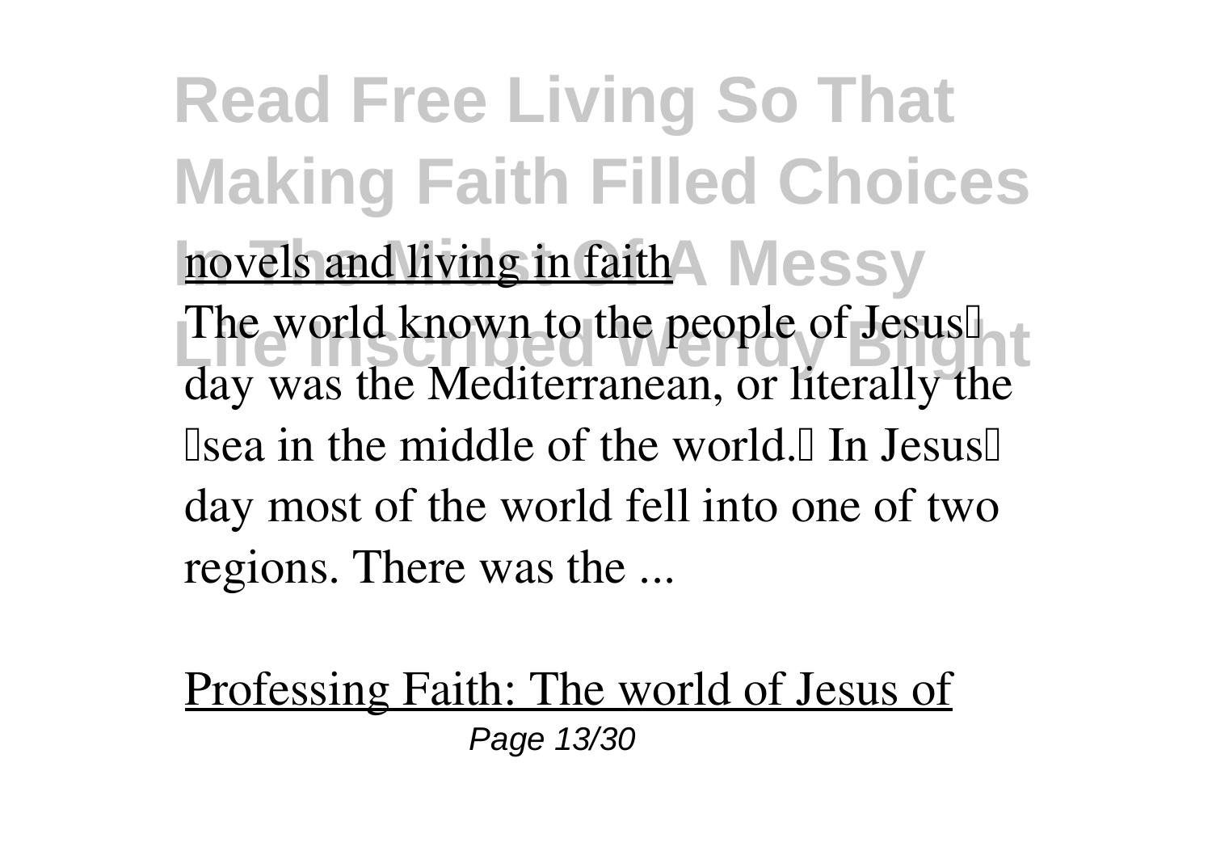novels and living in faith

The world known to the people of Jesus' day was the Mediterranean, or literally the "sea in the middle of the world." In Jesus' day most of the world fell into one of two regions. There was the ...

Professing Faith: The world of Jesus of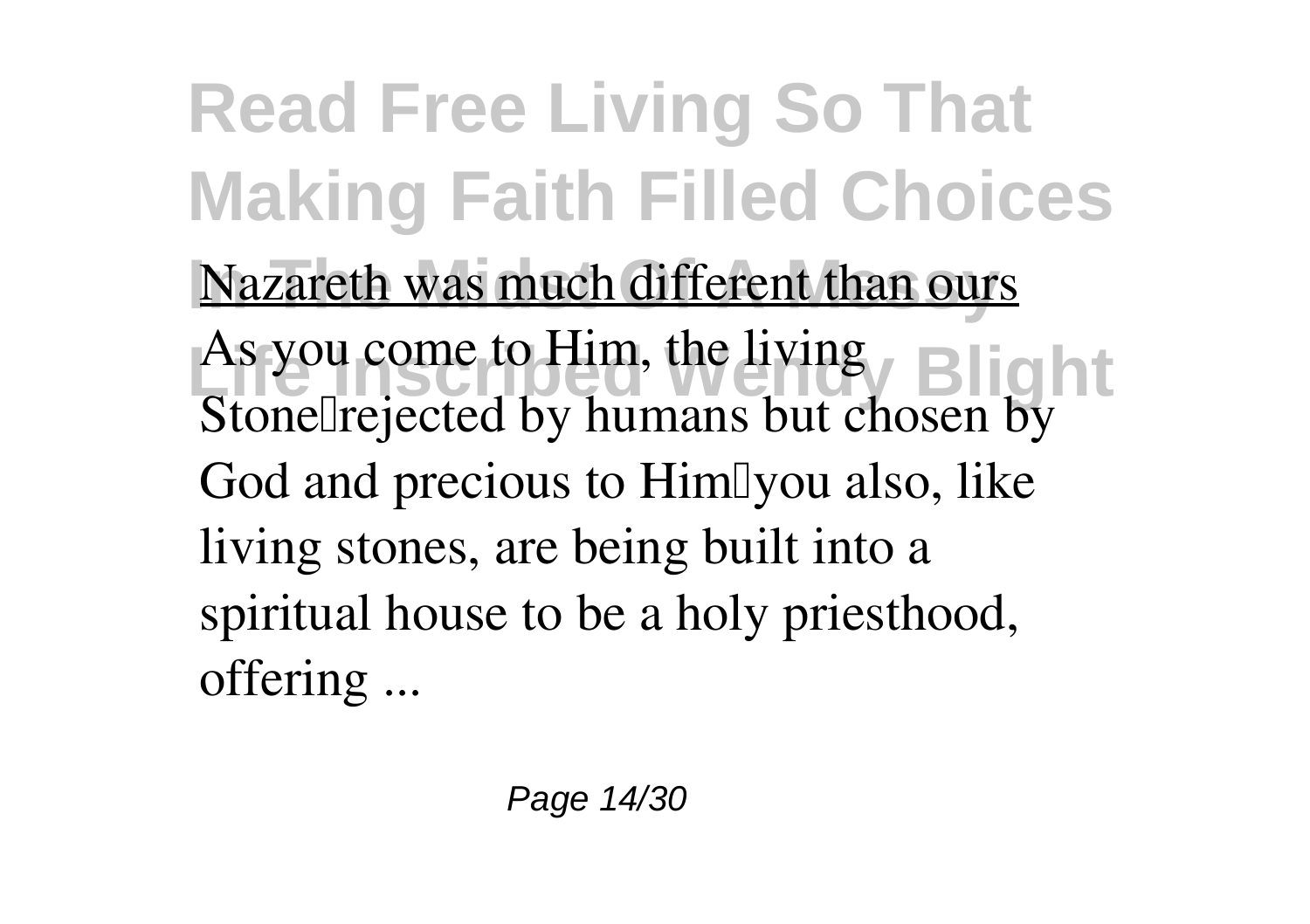Nazareth was much different than ours

As you come to Him, the living Stone—rejected by humans but chosen by God and precious to Him—you also, like living stones, are being built into a spiritual house to be a holy priesthood, offering ...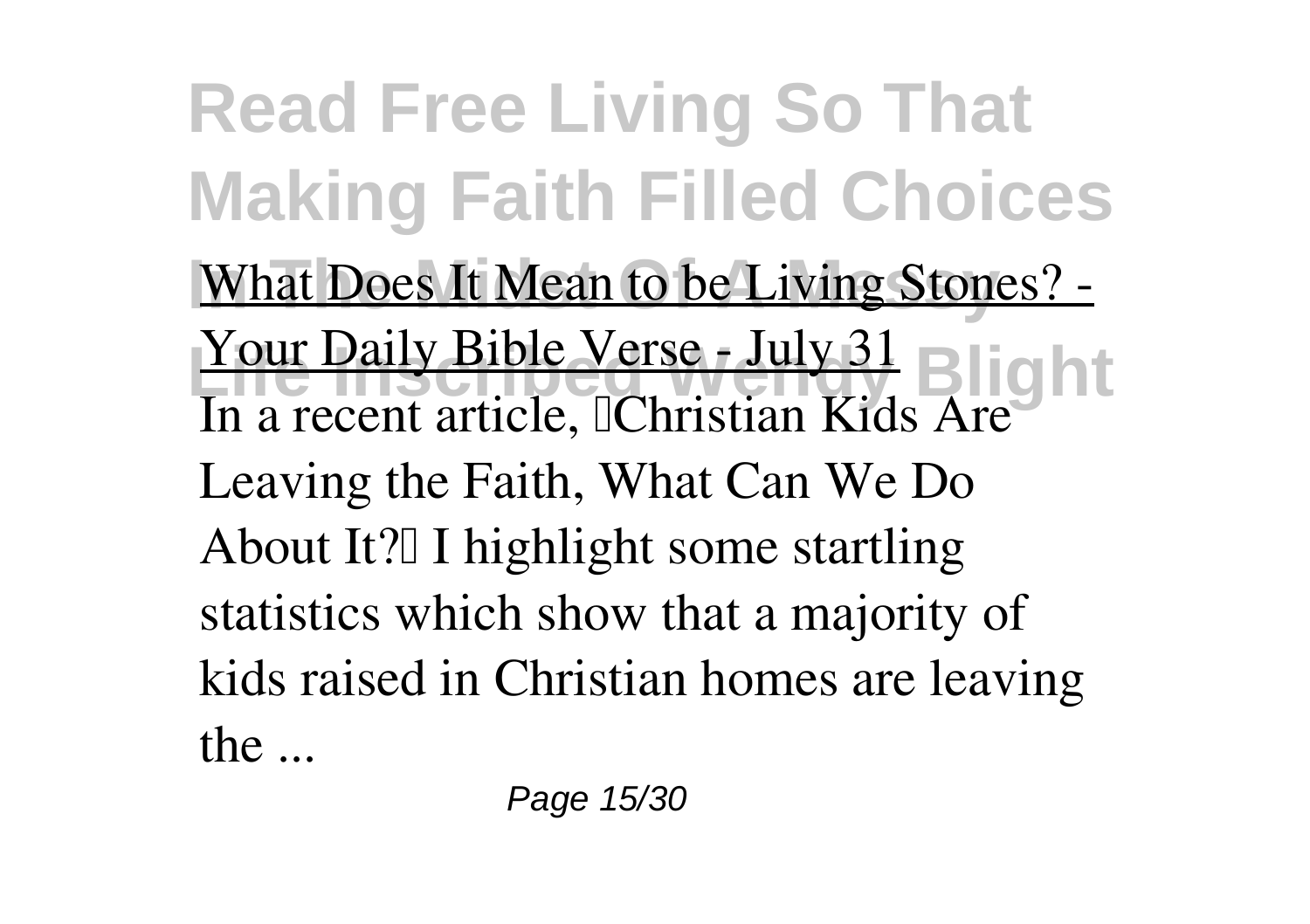What Does It Mean to be Living Stones? - Your Daily Bible Verse - July 31

In a recent article, "Christian Kids Are Leaving the Faith, What Can We Do About It?" I highlight some startling statistics which show that a majority of kids raised in Christian homes are leaving the ...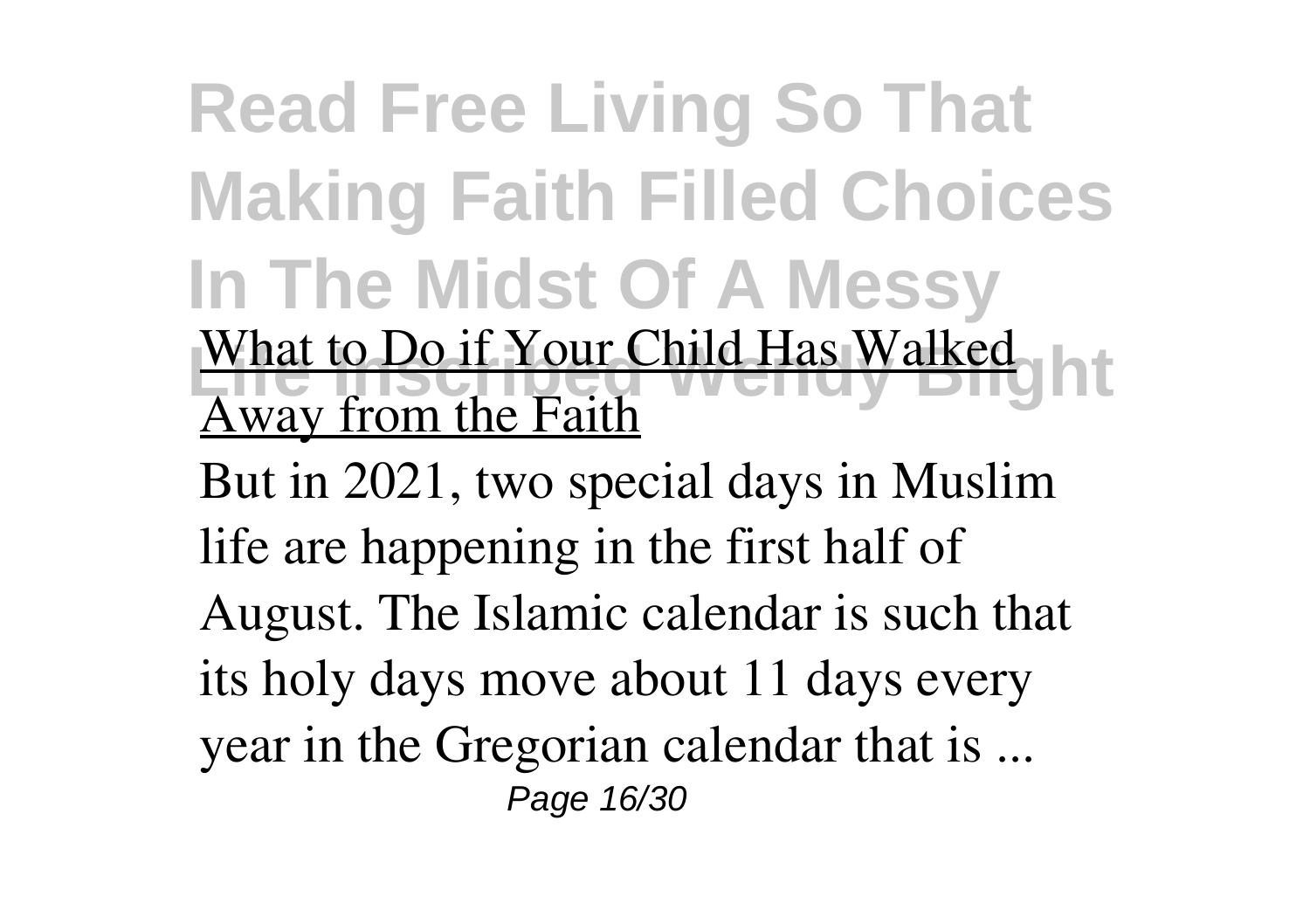# Read Free Living So That Making Faith Filled Choices In The Midst Of A Messy Life Inscribed Wendy Blight

What to Do if Your Child Has Walked Away from the Faith

But in 2021, two special days in Muslim life are happening in the first half of August. The Islamic calendar is such that its holy days move about 11 days every year in the Gregorian calendar that is ...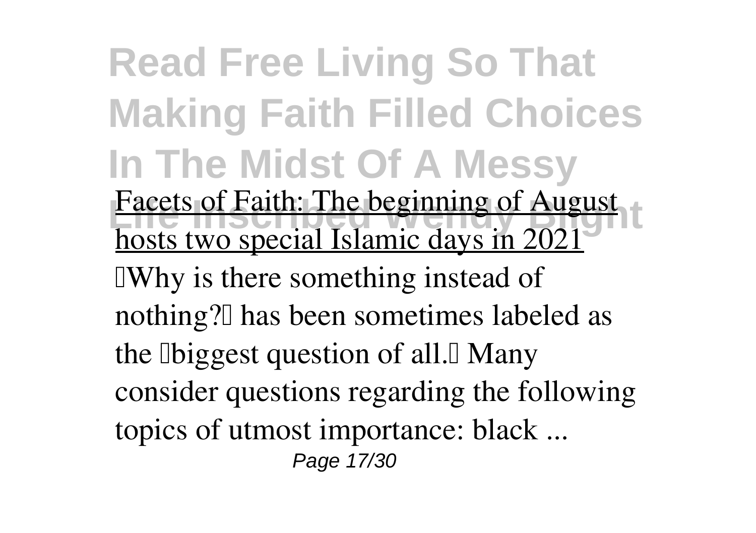# Read Free Living So That Making Faith Filled Choices In The Midst Of A Messy Life Inscribed Wendy Blight

Facets of Faith: The beginning of August hosts two special Islamic days in 2021

Why is there something instead of nothing? has been sometimes labeled as the biggest question of all. Many consider questions regarding the following topics of utmost importance: black ...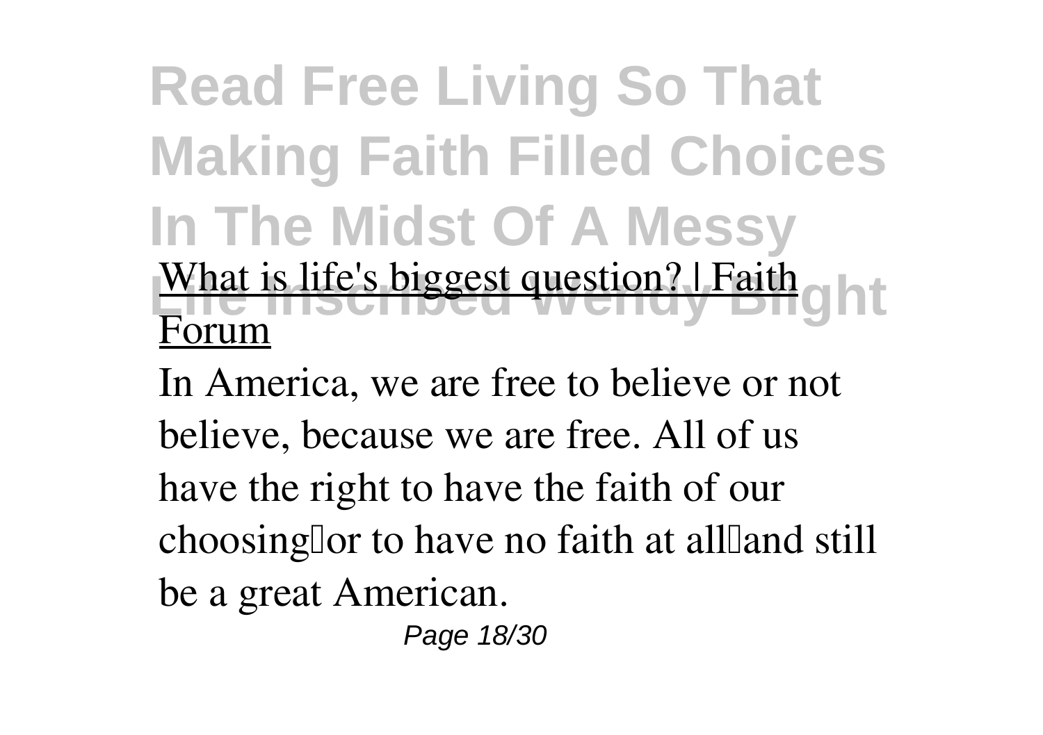## What is life's biggest question? | Faith Forum

In America, we are free to believe or not believe, because we are free. All of us have the right to have the faith of our choosing—or to have no faith at all—and still be a great American.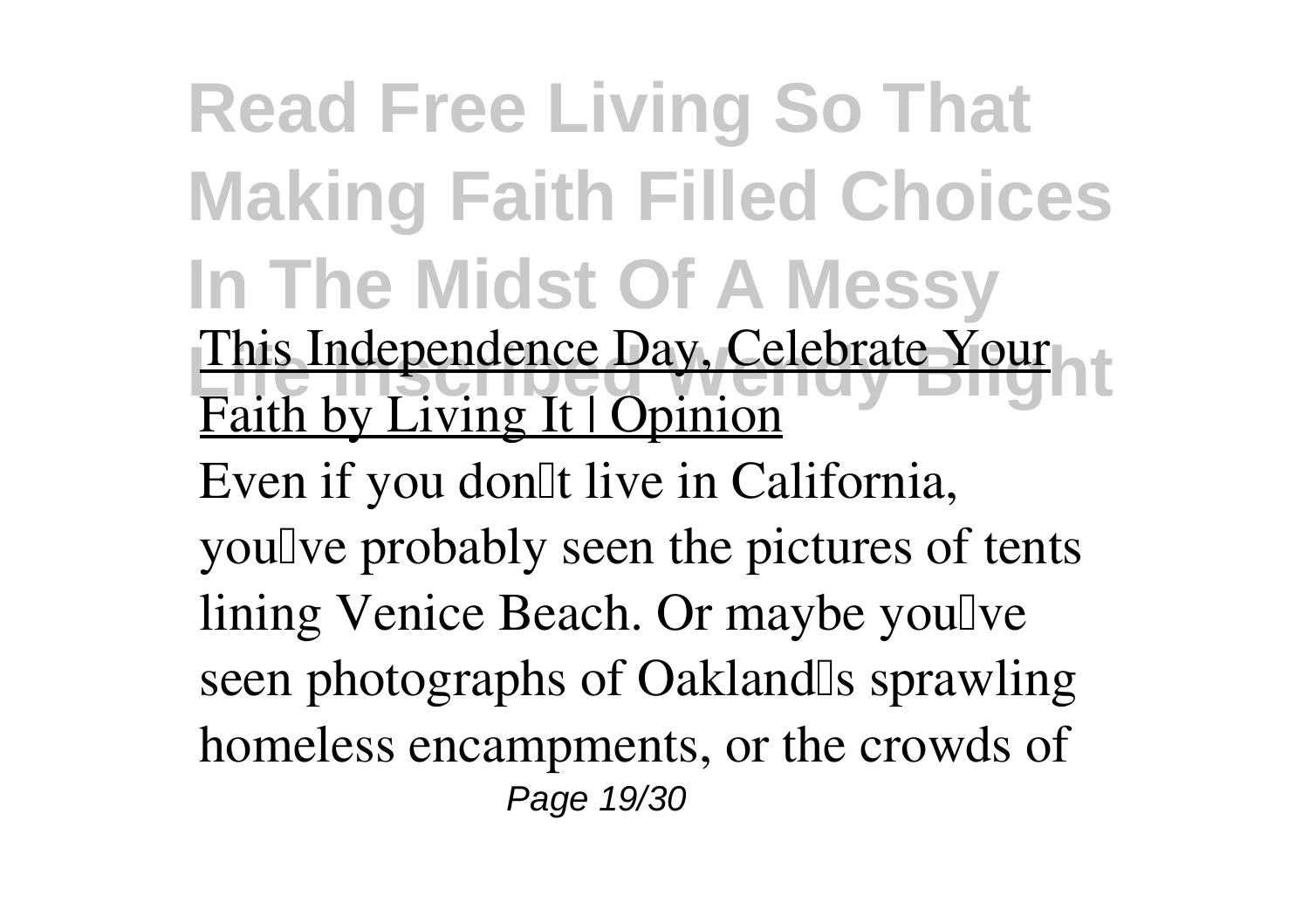This Independence Day, Celebrate Your Faith by Living It | Opinion

Even if you don't live in California, you've probably seen the pictures of tents lining Venice Beach. Or maybe you've seen photographs of Oakland's sprawling homeless encampments, or the crowds of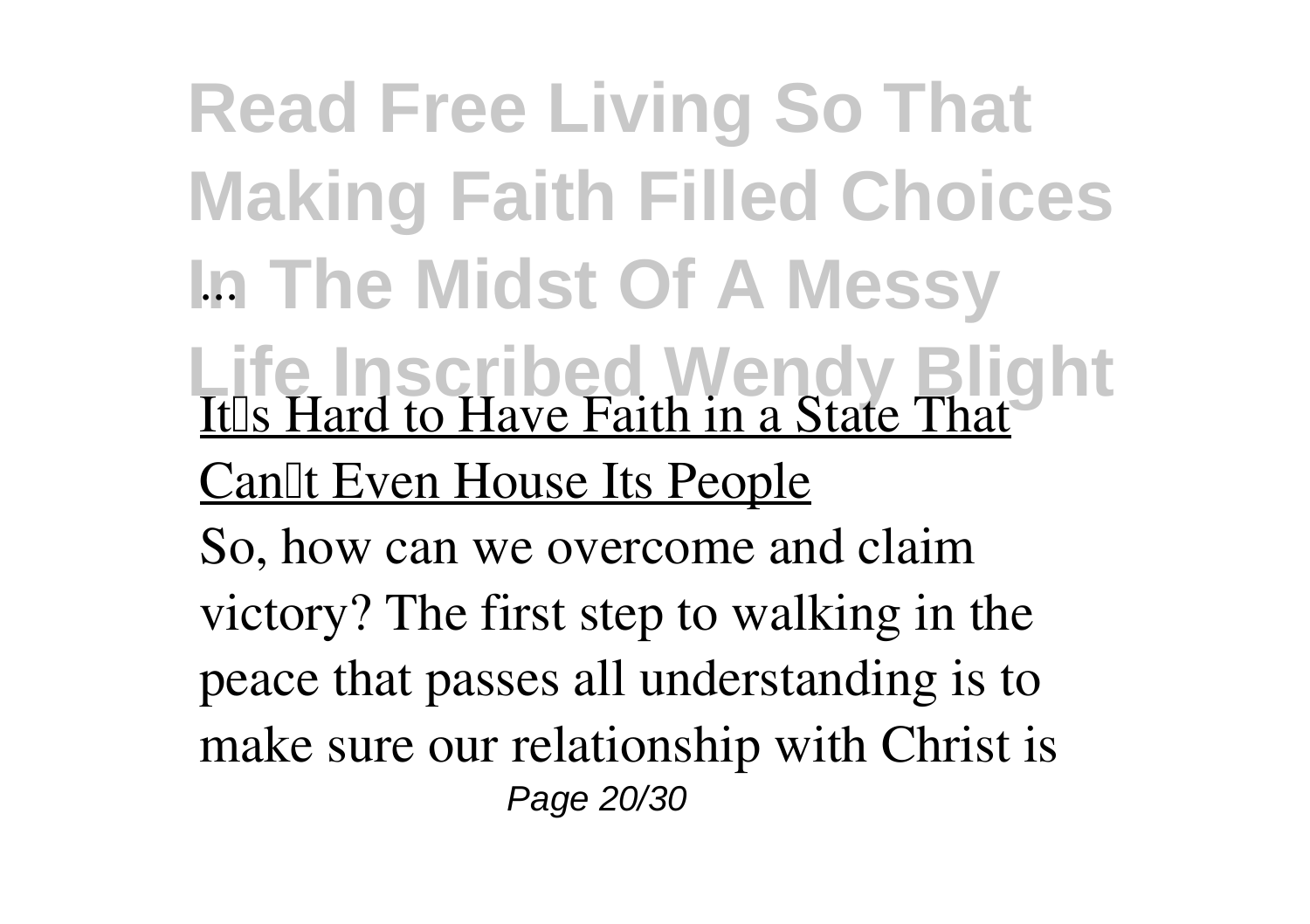...

It's Hard to Have Faith in a State That Can't Even House Its People

So, how can we overcome and claim victory? The first step to walking in the peace that passes all understanding is to make sure our relationship with Christ is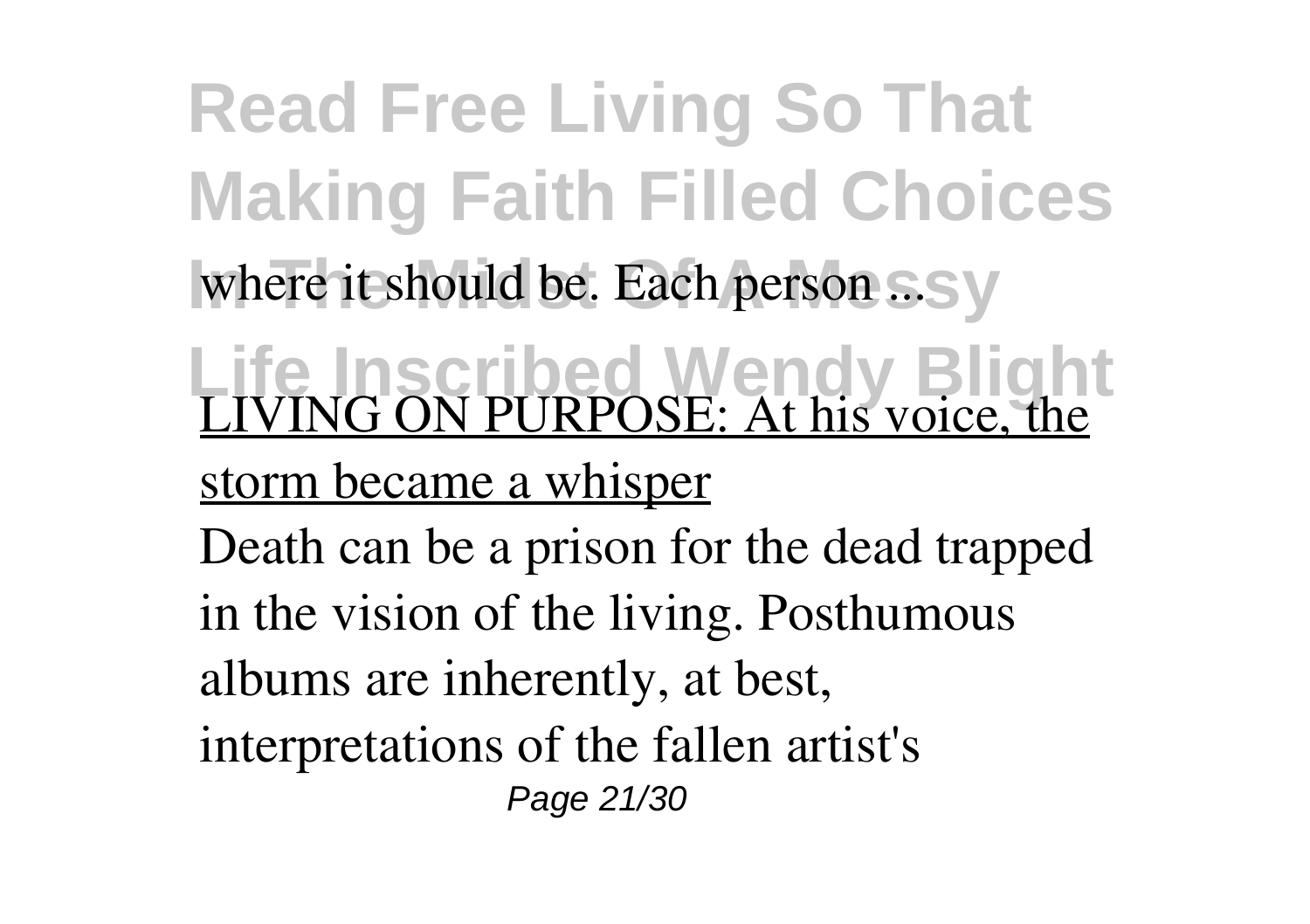where it should be. Each person ...

LIVING ON PURPOSE: At his voice, the storm became a whisper

Death can be a prison for the dead trapped in the vision of the living. Posthumous albums are inherently, at best, interpretations of the fallen artist's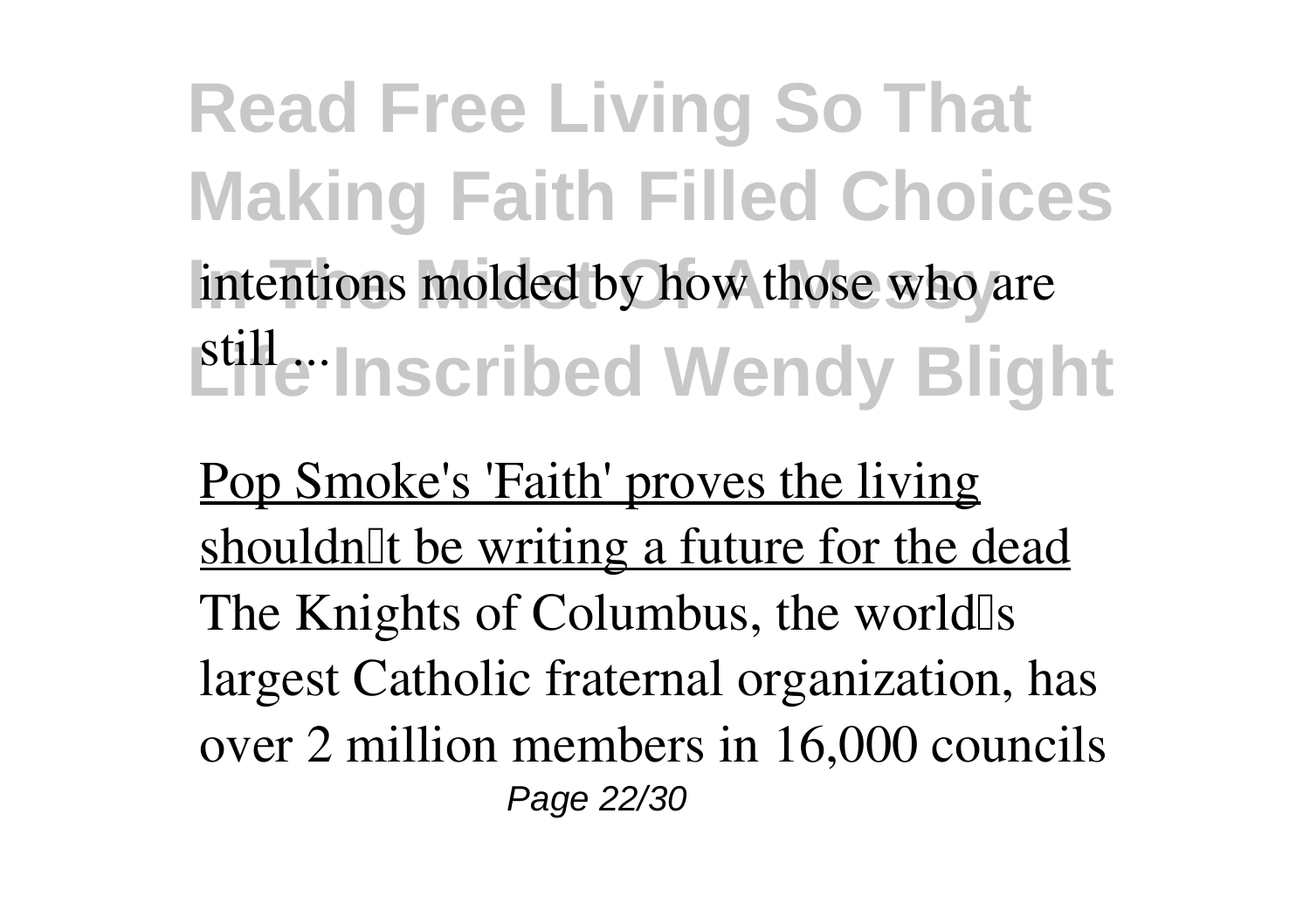intentions molded by how those who are still ...

Pop Smoke's 'Faith' proves the living shouldn't be writing a future for the dead

The Knights of Columbus, the world's largest Catholic fraternal organization, has over 2 million members in 16,000 councils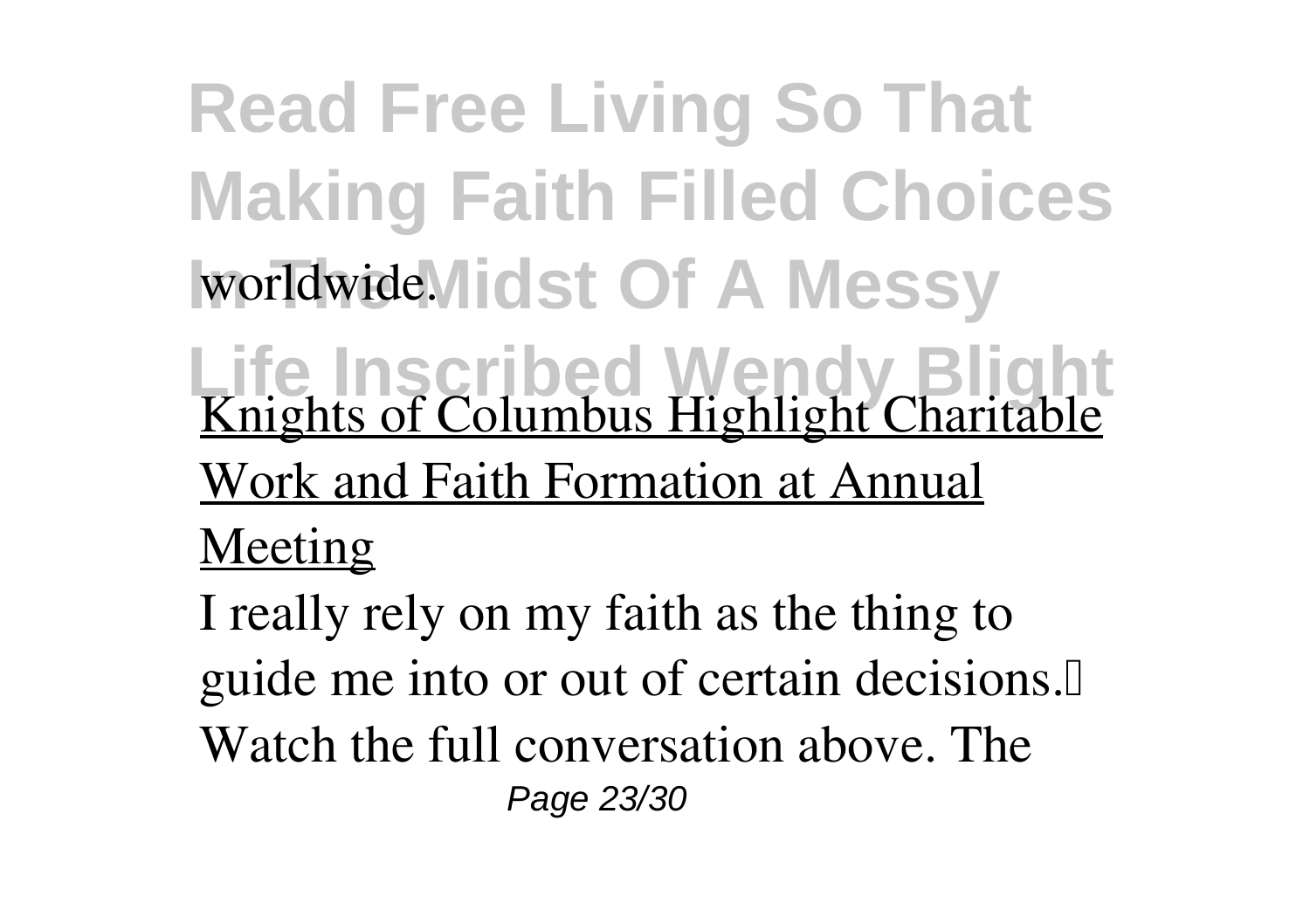worldwide.

Knights of Columbus Highlight Charitable Work and Faith Formation at Annual Meeting

I really rely on my faith as the thing to guide me into or out of certain decisions. Watch the full conversation above. The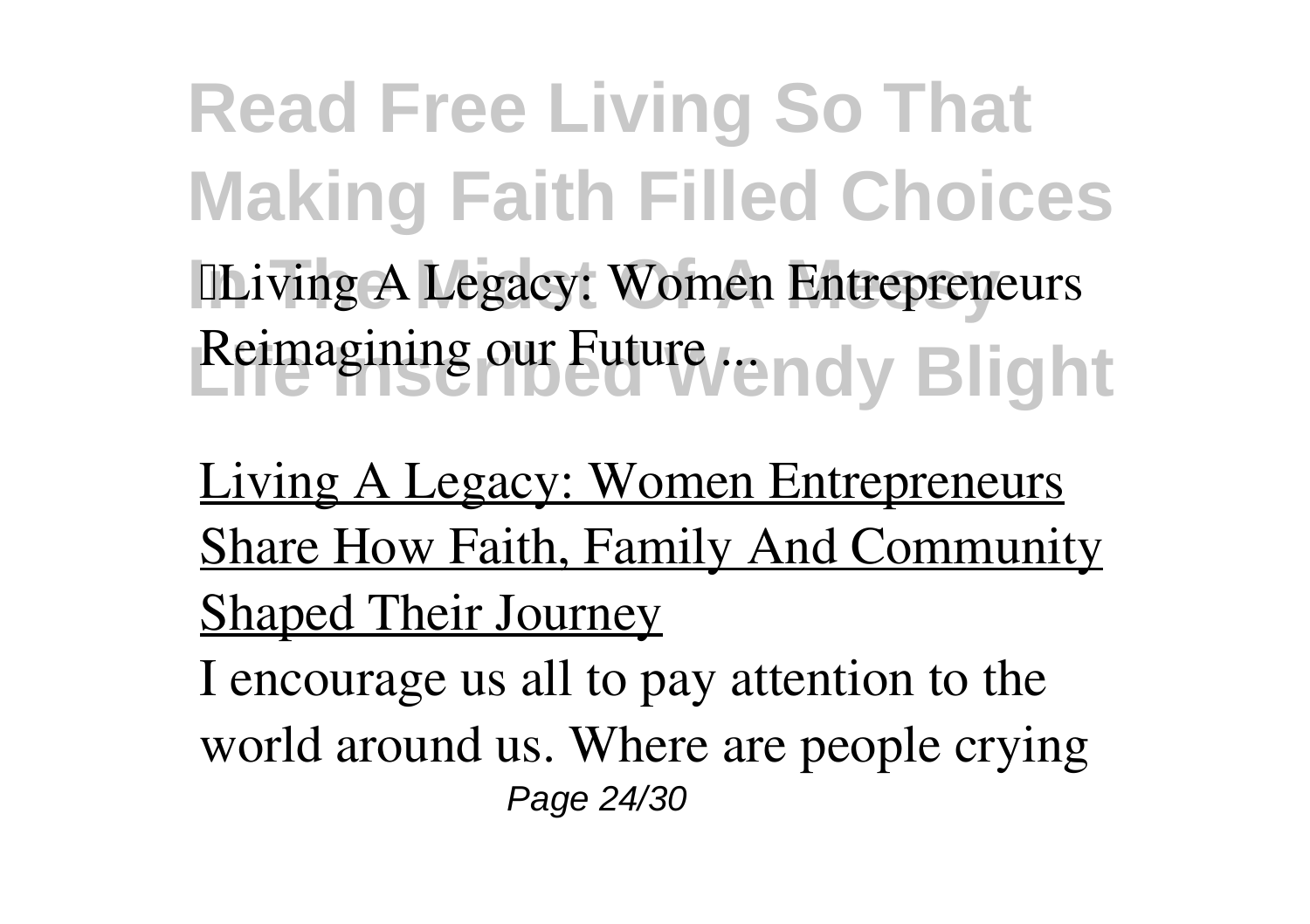Living A Legacy: Women Entrepreneurs Reimagining our Future ...

Living A Legacy: Women Entrepreneurs Share How Faith, Family And Community Shaped Their Journey

I encourage us all to pay attention to the world around us. Where are people crying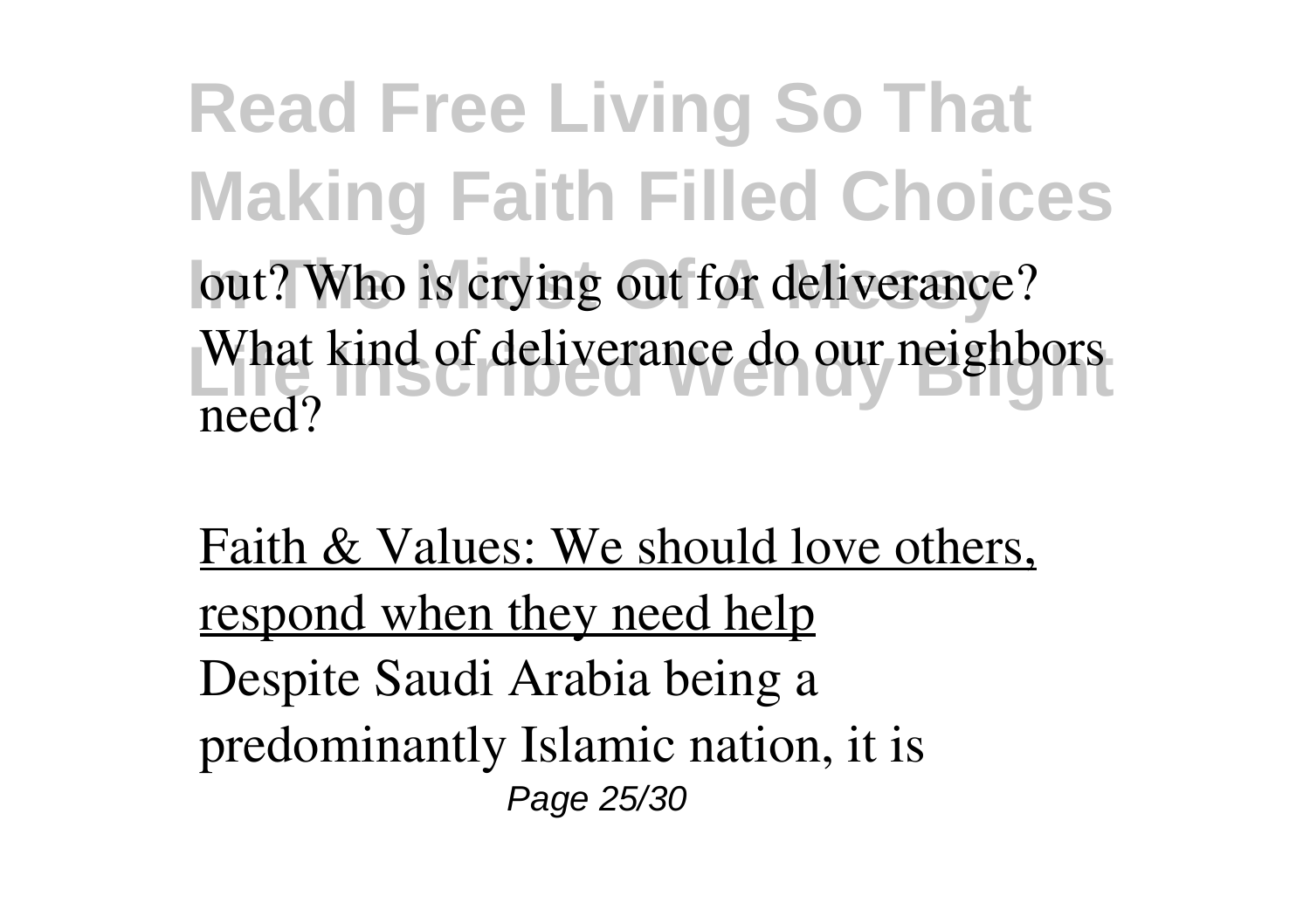out? Who is crying out for deliverance? What kind of deliverance do our neighbors need?

Faith & Values: We should love others, respond when they need help

Despite Saudi Arabia being a predominantly Islamic nation, it is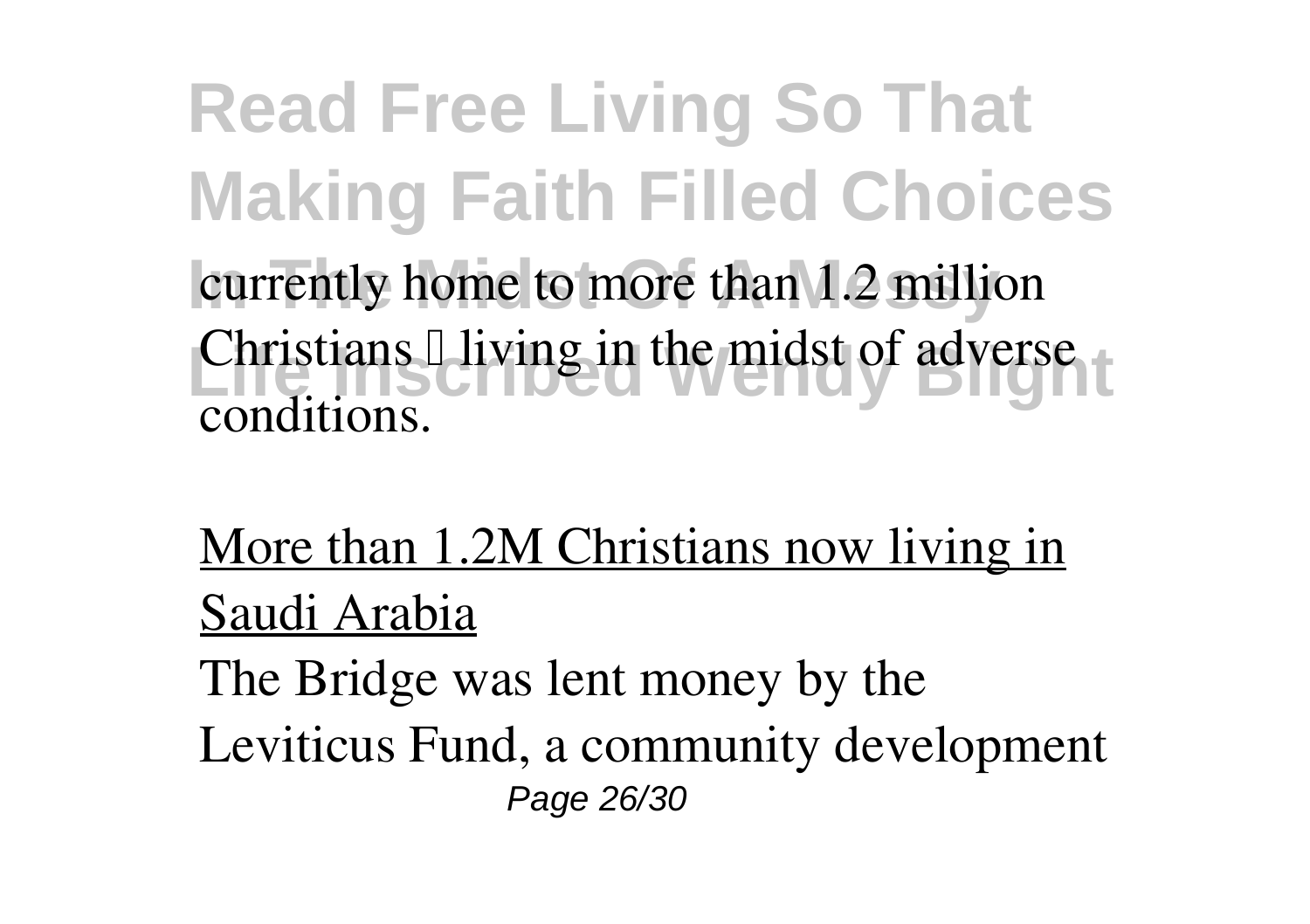currently home to more than 1.2 million Christians  living in the midst of adverse conditions.

More than 1.2M Christians now living in Saudi Arabia

The Bridge was lent money by the Leviticus Fund, a community development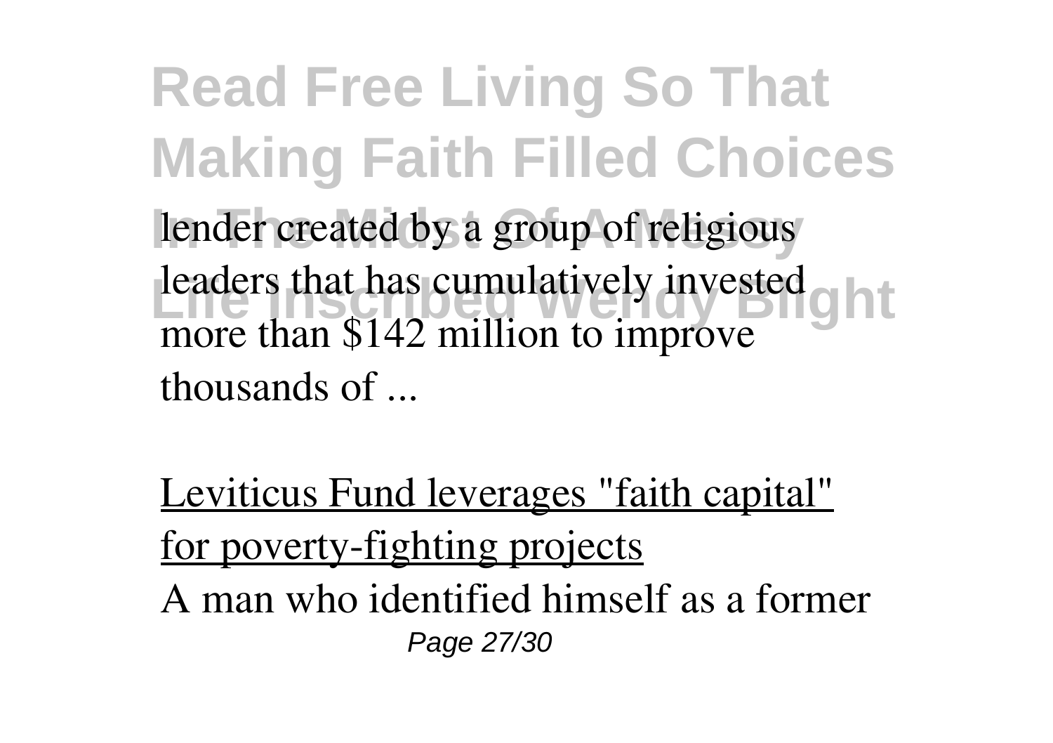lender created by a group of religious leaders that has cumulatively invested more than $142 million to improve thousands of ...

Leviticus Fund leverages "faith capital" for poverty-fighting projects

A man who identified himself as a former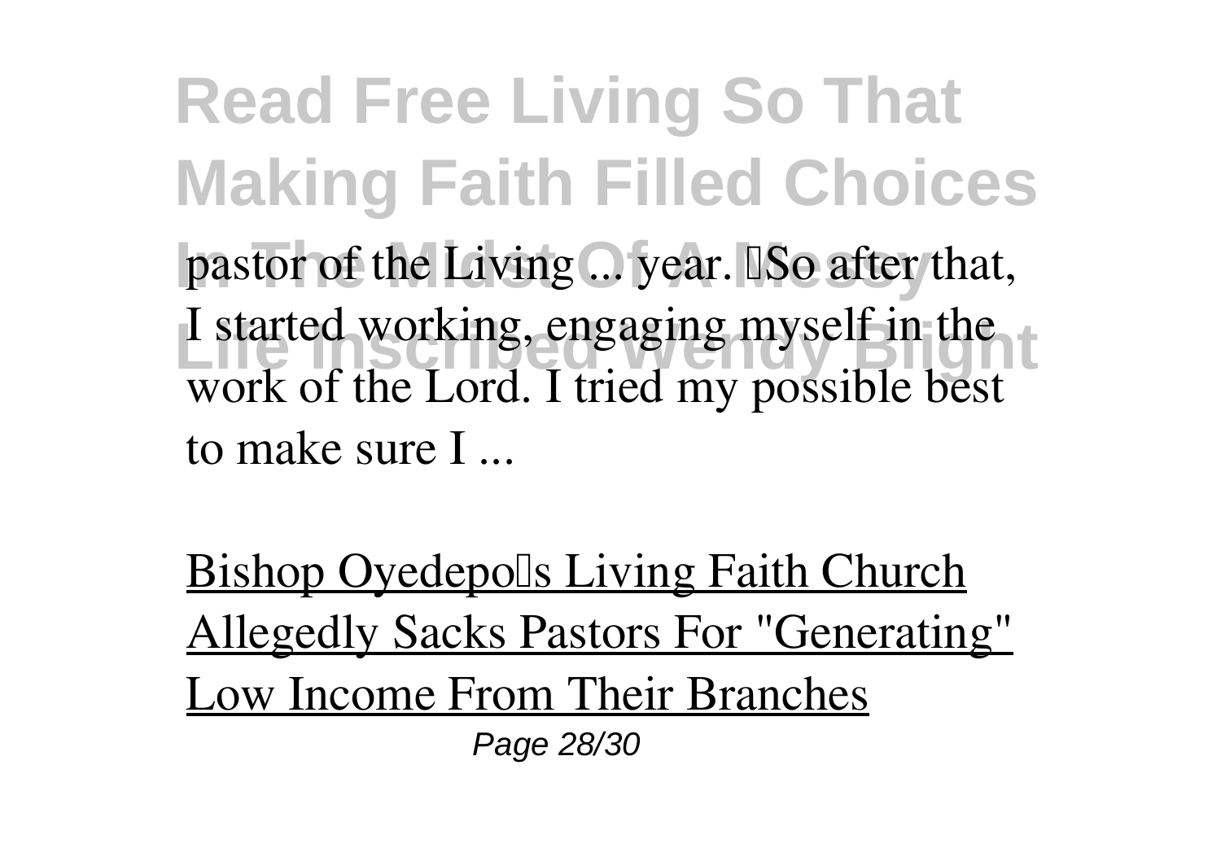pastor of the Living ... year. "So after that, I started working, engaging myself in the work of the Lord. I tried my possible best to make sure I ...

Bishop Oyedepo's Living Faith Church Allegedly Sacks Pastors For "Generating" Low Income From Their Branches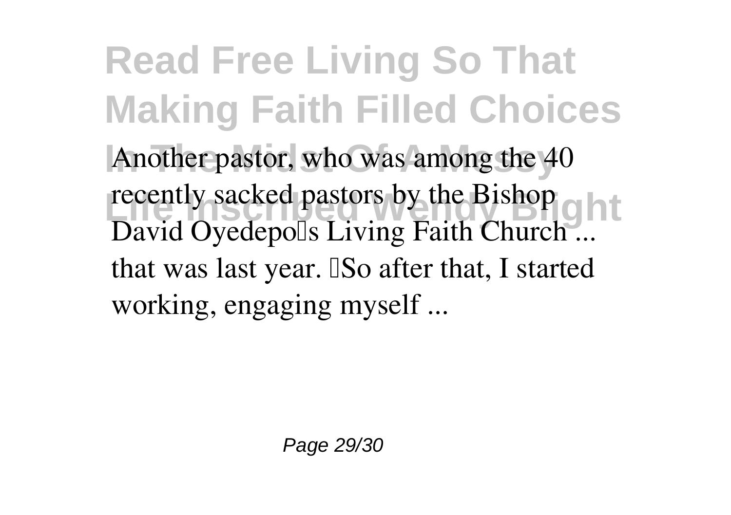Another pastor, who was among the 40 recently sacked pastors by the Bishop David Oyedepo's Living Faith Church ... that was last year. "So after that, I started working, engaging myself ...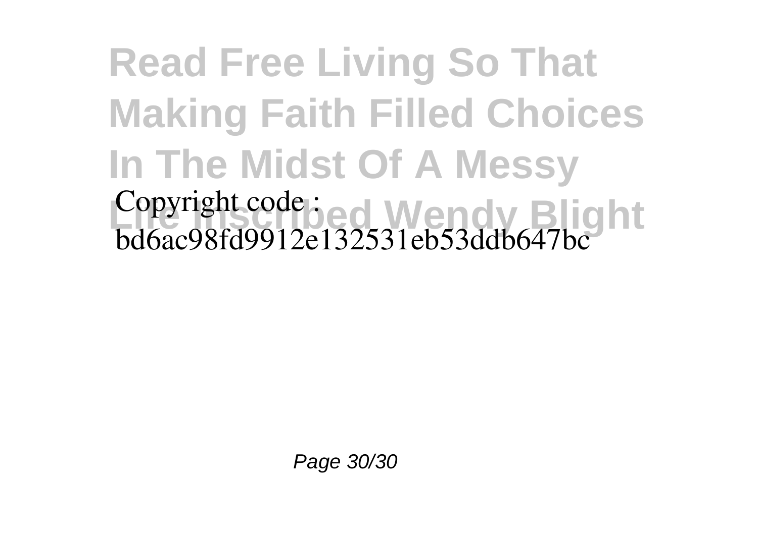Copyright code : bd6ac98fd9912e132531eb53ddb647bc